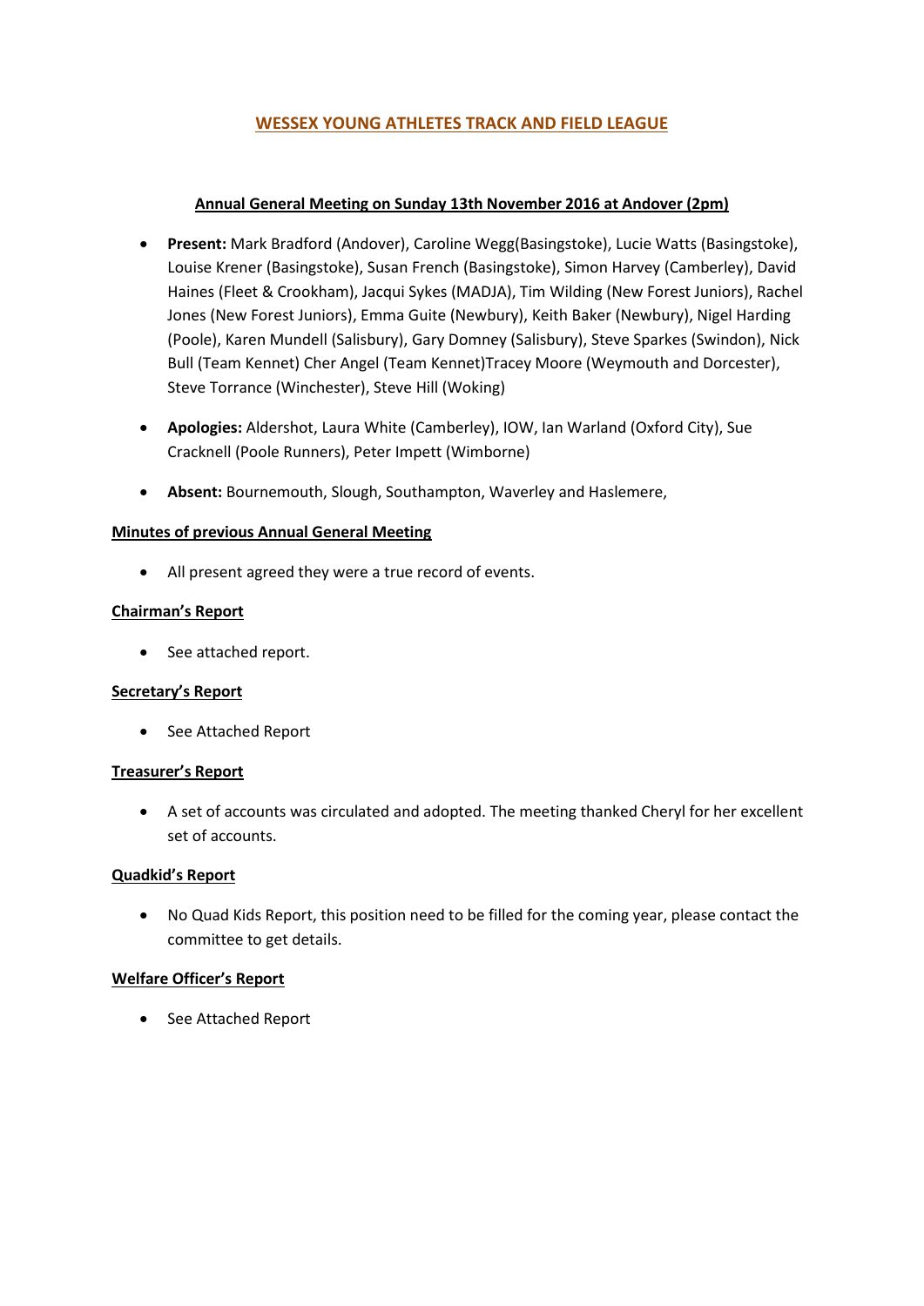# WESSEX YOUNG ATHLETES TRACK AND FIELD LEAGUE

## Annual General Meeting on Sunday 13th November 2016 at Andover (2pm)

- **Present:** Mark Bradford (Andover), Caroline Wegg(Basingstoke), Lucie Watts (Basingstoke), Louise Krener (Basingstoke), Susan French (Basingstoke), Simon Harvey (Camberley), David Haines (Fleet & Crookham), Jacqui Sykes (MADJA), Tim Wilding (New Forest Juniors), Rachel Jones (New Forest Juniors), Emma Guite (Newbury), Keith Baker (Newbury), Nigel Harding (Poole), Karen Mundell (Salisbury), Gary Domney (Salisbury), Steve Sparkes (Swindon), Nick Bull (Team Kennet) Cher Angel (Team Kennet)Tracey Moore (Weymouth and Dorcester), Steve Torrance (Winchester), Steve Hill (Woking)
- **Apologies:** Aldershot, Laura White (Camberley), IOW, Ian Warland (Oxford City), Sue Cracknell (Poole Runners), Peter Impett (Wimborne)
- **Absent:** Bournemouth, Slough, Southampton, Waverley and Haslemere,

### Minutes of previous Annual General Meeting

- All present agreed they were a true record of events.

### Chairman's Report

- See attached report.

### Secretary's Report

- See Attached Report

### Treasurer's Report

- A set of accounts was circulated and adopted. The meeting thanked Cheryl for her excellent set of accounts.

### Quadkid's Report

- No Quad Kids Report, this position need to be filled for the coming year, please contact the committee to get details.

### Welfare Officer's Report

- See Attached Report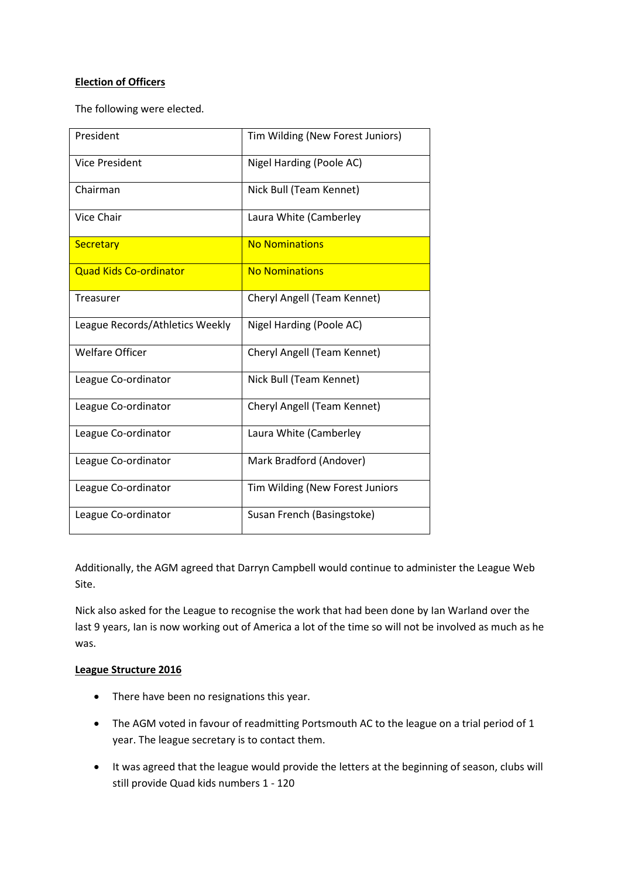**Election of Officers**

The following were elected.

| Role | Name |
| --- | --- |
| President | Tim Wilding (New Forest Juniors) |
| Vice President | Nigel Harding (Poole AC) |
| Chairman | Nick Bull (Team Kennet) |
| Vice Chair | Laura White (Camberley |
| Secretary | No Nominations |
| Quad Kids Co-ordinator | No Nominations |
| Treasurer | Cheryl Angell (Team Kennet) |
| League Records/Athletics Weekly | Nigel Harding (Poole AC) |
| Welfare Officer | Cheryl Angell (Team Kennet) |
| League Co-ordinator | Nick Bull (Team Kennet) |
| League Co-ordinator | Cheryl Angell (Team Kennet) |
| League Co-ordinator | Laura White (Camberley |
| League Co-ordinator | Mark Bradford (Andover) |
| League Co-ordinator | Tim Wilding (New Forest Juniors |
| League Co-ordinator | Susan French (Basingstoke) |

Additionally, the AGM agreed that Darryn Campbell would continue to administer the League Web Site.

Nick also asked for the League to recognise the work that had been done by Ian Warland over the last 9 years, Ian is now working out of America a lot of the time so will not be involved as much as he was.

**League Structure 2016**

- There have been no resignations this year.
- The AGM voted in favour of readmitting Portsmouth AC to the league on a trial period of 1 year. The league secretary is to contact them.
- It was agreed that the league would provide the letters at the beginning of season, clubs will still provide Quad kids numbers 1 - 120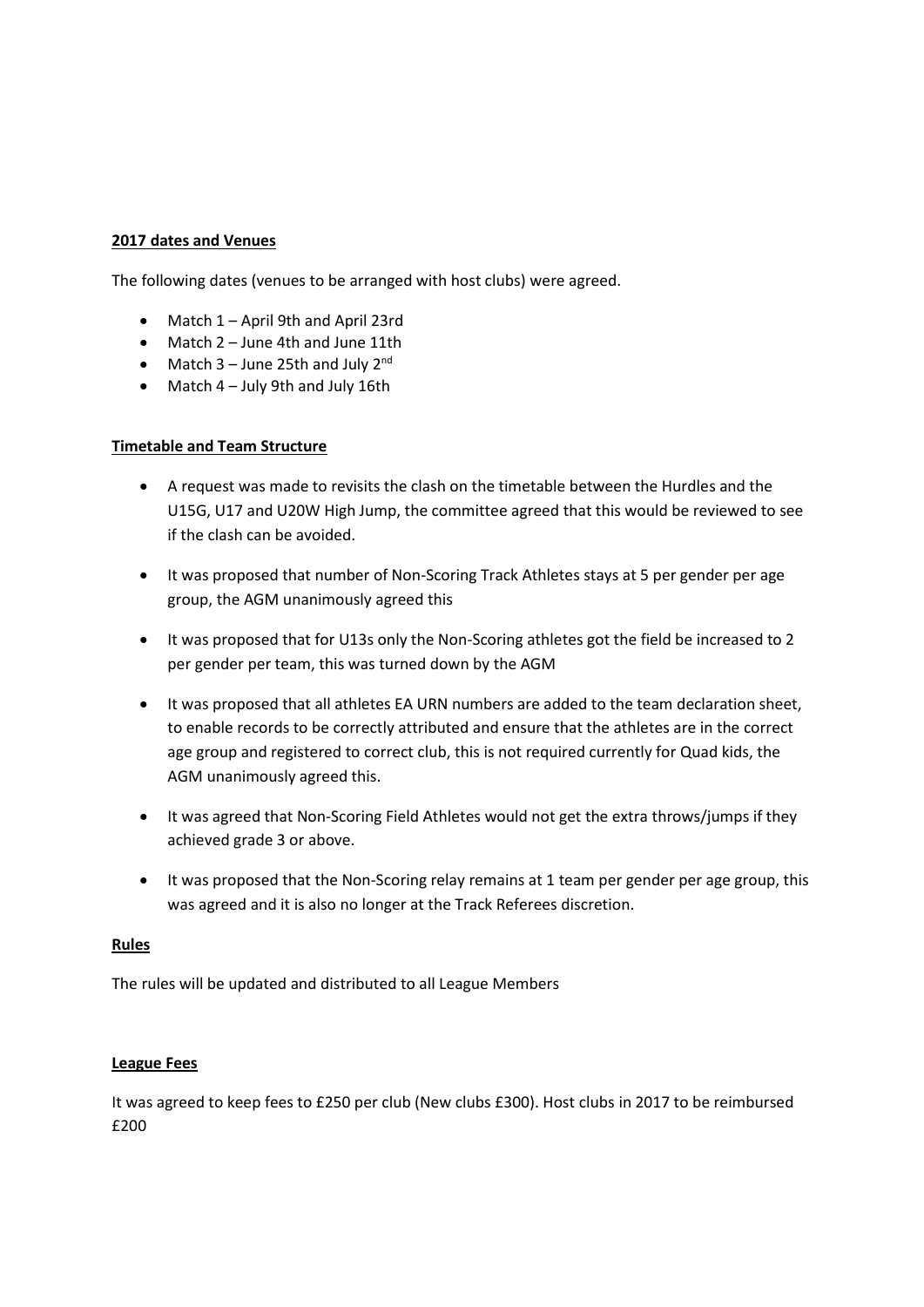**2017 dates and Venues**

The following dates (venues to be arranged with host clubs) were agreed.

- Match 1 – April 9th and April 23rd
- Match 2 – June 4th and June 11th
- Match 3 – June 25th and July 2nd
- Match 4 – July 9th and July 16th

**Timetable and Team Structure**

- A request was made to revisits the clash on the timetable between the Hurdles and the U15G, U17 and U20W High Jump, the committee agreed that this would be reviewed to see if the clash can be avoided.
- It was proposed that number of Non-Scoring Track Athletes stays at 5 per gender per age group, the AGM unanimously agreed this
- It was proposed that for U13s only the Non-Scoring athletes got the field be increased to 2 per gender per team, this was turned down by the AGM
- It was proposed that all athletes EA URN numbers are added to the team declaration sheet, to enable records to be correctly attributed and ensure that the athletes are in the correct age group and registered to correct club, this is not required currently for Quad kids, the AGM unanimously agreed this.
- It was agreed that Non-Scoring Field Athletes would not get the extra throws/jumps if they achieved grade 3 or above.
- It was proposed that the Non-Scoring relay remains at 1 team per gender per age group, this was agreed and it is also no longer at the Track Referees discretion.

**Rules**

The rules will be updated and distributed to all League Members

**League Fees**

It was agreed to keep fees to £250 per club (New clubs £300). Host clubs in 2017 to be reimbursed £200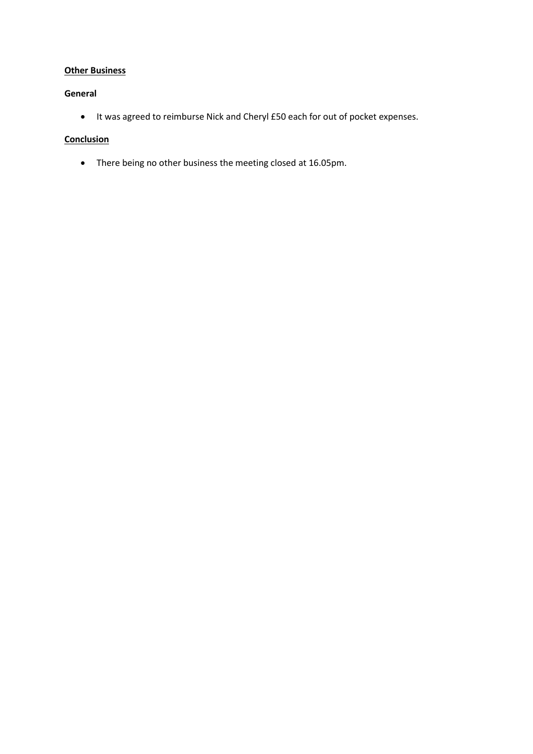## Other Business

### General

- It was agreed to reimburse Nick and Cheryl £50 each for out of pocket expenses.

## Conclusion

- There being no other business the meeting closed at 16.05pm.